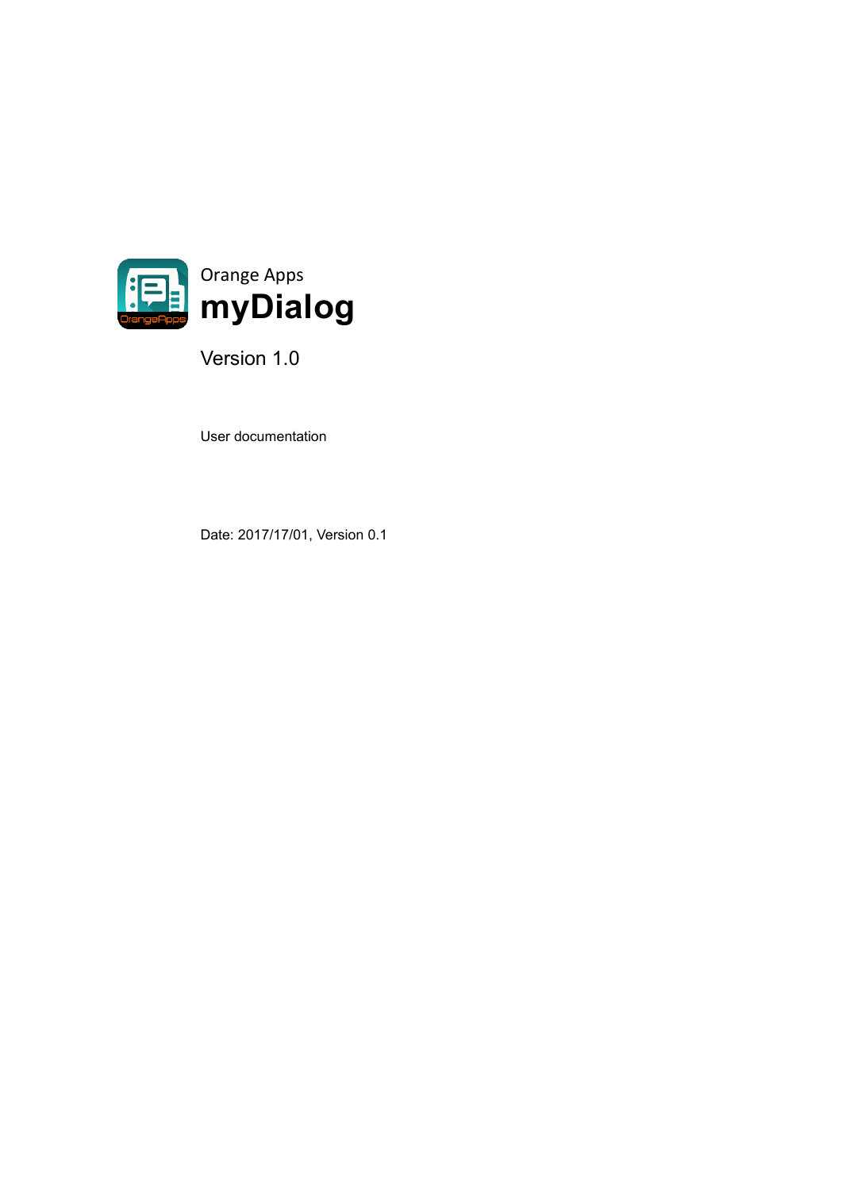Orange Apps

# myDialog

Version 1.0

User documentation

Date: 2017/17/01, Version 0.1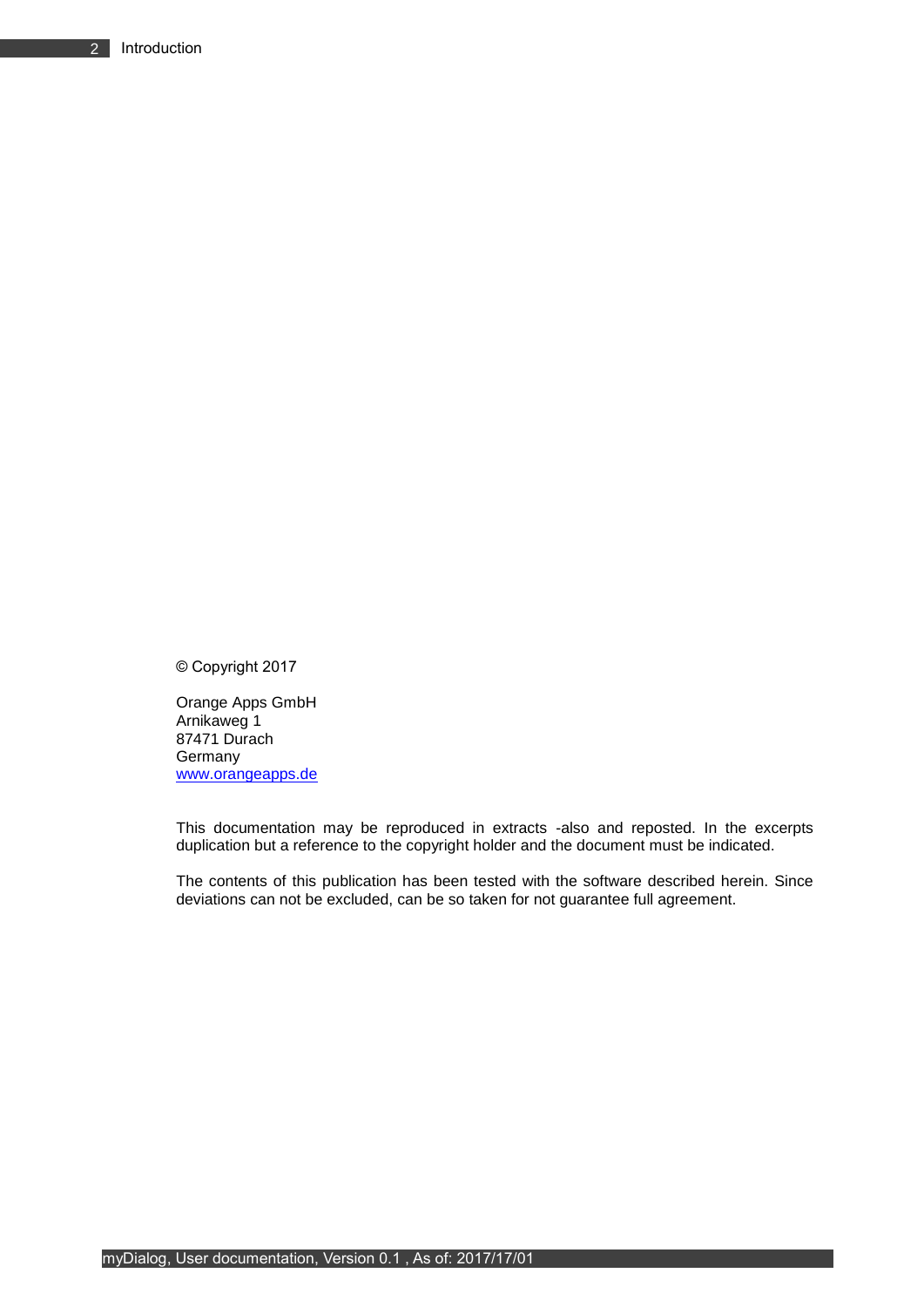© Copyright 2017

Orange Apps GmbH
Arnikaweg 1
87471 Durach
Germany
www.orangeapps.de

This documentation may be reproduced in extracts -also and reposted. In the excerpts duplication but a reference to the copyright holder and the document must be indicated.

The contents of this publication has been tested with the software described herein. Since deviations can not be excluded, can be so taken for not guarantee full agreement.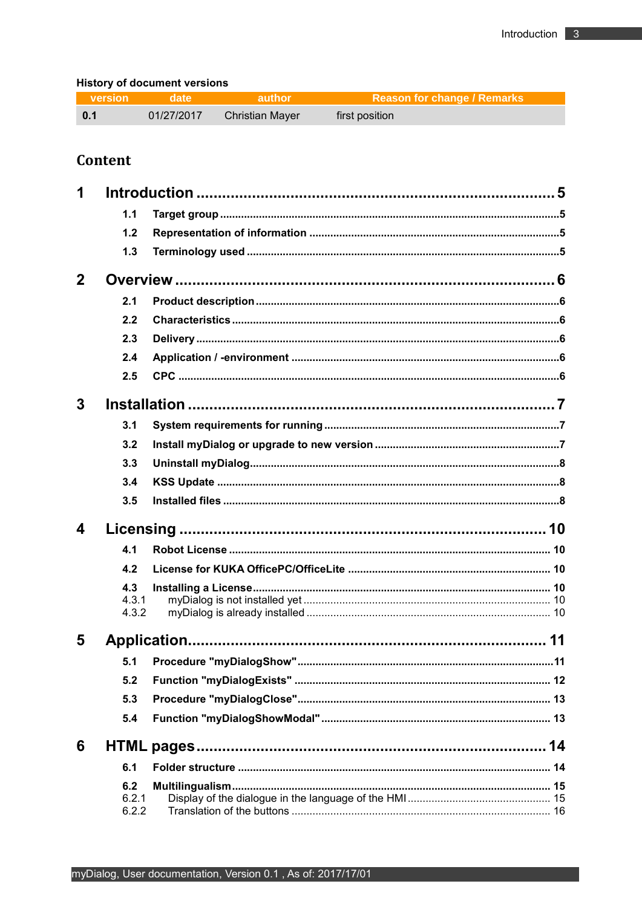**History of document versions**

| version | date | author | Reason for change / Remarks |
|---|---|---|---|
| **0.1** | 01/27/2017 | Christian Mayer | first position |

## Content

**1 Introduction .......... 5**

- **1.1 Target group .......... 5**
- **1.2 Representation of information .......... 5**
- **1.3 Terminology used .......... 5**

**2 Overview .......... 6**

- **2.1 Product description .......... 6**
- **2.2 Characteristics .......... 6**
- **2.3 Delivery .......... 6**
- **2.4 Application / -environment .......... 6**
- **2.5 CPC .......... 6**

**3 Installation .......... 7**

- **3.1 System requirements for running .......... 7**
- **3.2 Install myDialog or upgrade to new version .......... 7**
- **3.3 Uninstall myDialog .......... 8**
- **3.4 KSS Update .......... 8**
- **3.5 Installed files .......... 8**

**4 Licensing .......... 10**

- **4.1 Robot License .......... 10**
- **4.2 License for KUKA OfficePC/OfficeLite .......... 10**
- **4.3 Installing a License .......... 10**
  - 4.3.1 myDialog is not installed yet .......... 10
  - 4.3.2 myDialog is already installed .......... 10

**5 Application .......... 11**

- **5.1 Procedure "myDialogShow" .......... 11**
- **5.2 Function "myDialogExists" .......... 12**
- **5.3 Procedure "myDialogClose" .......... 13**
- **5.4 Function "myDialogShowModal" .......... 13**

**6 HTML pages .......... 14**

- **6.1 Folder structure .......... 14**
- **6.2 Multilingualism .......... 15**
  - 6.2.1 Display of the dialogue in the language of the HMI .......... 15
  - 6.2.2 Translation of the buttons .......... 16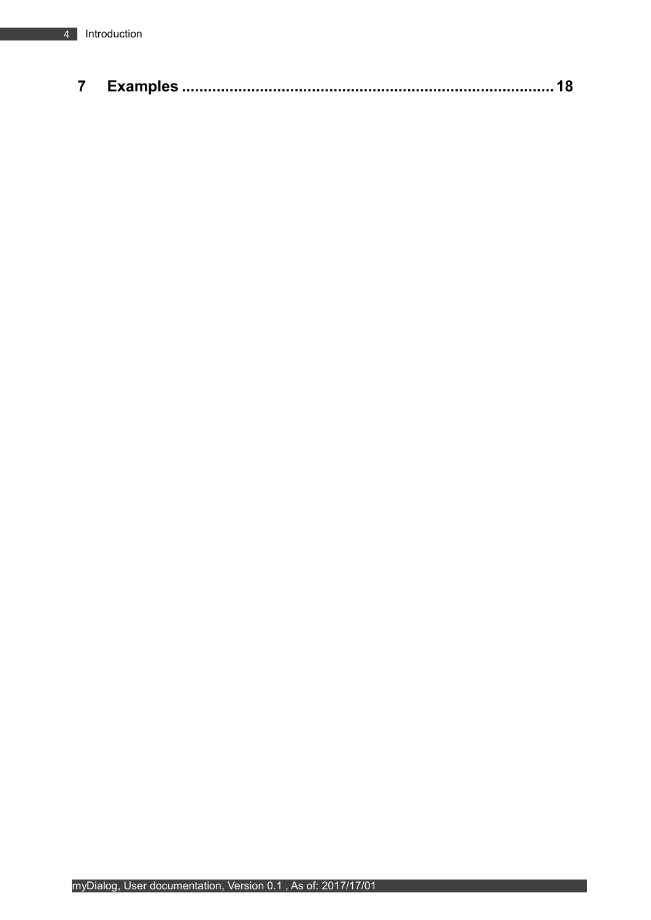**7 Examples .................................................................................. 18**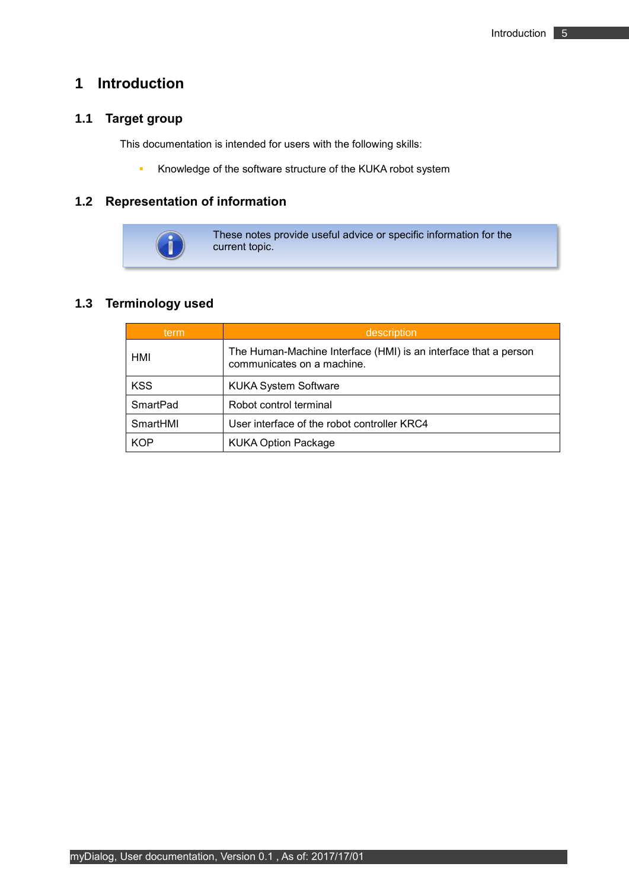# 1 Introduction

## 1.1 Target group

This documentation is intended for users with the following skills:

- Knowledge of the software structure of the KUKA robot system

## 1.2 Representation of information

These notes provide useful advice or specific information for the current topic.

## 1.3 Terminology used

| term | description |
|---|---|
| HMI | The Human-Machine Interface (HMI) is an interface that a person communicates on a machine. |
| KSS | KUKA System Software |
| SmartPad | Robot control terminal |
| SmartHMI | User interface of the robot controller KRC4 |
| KOP | KUKA Option Package |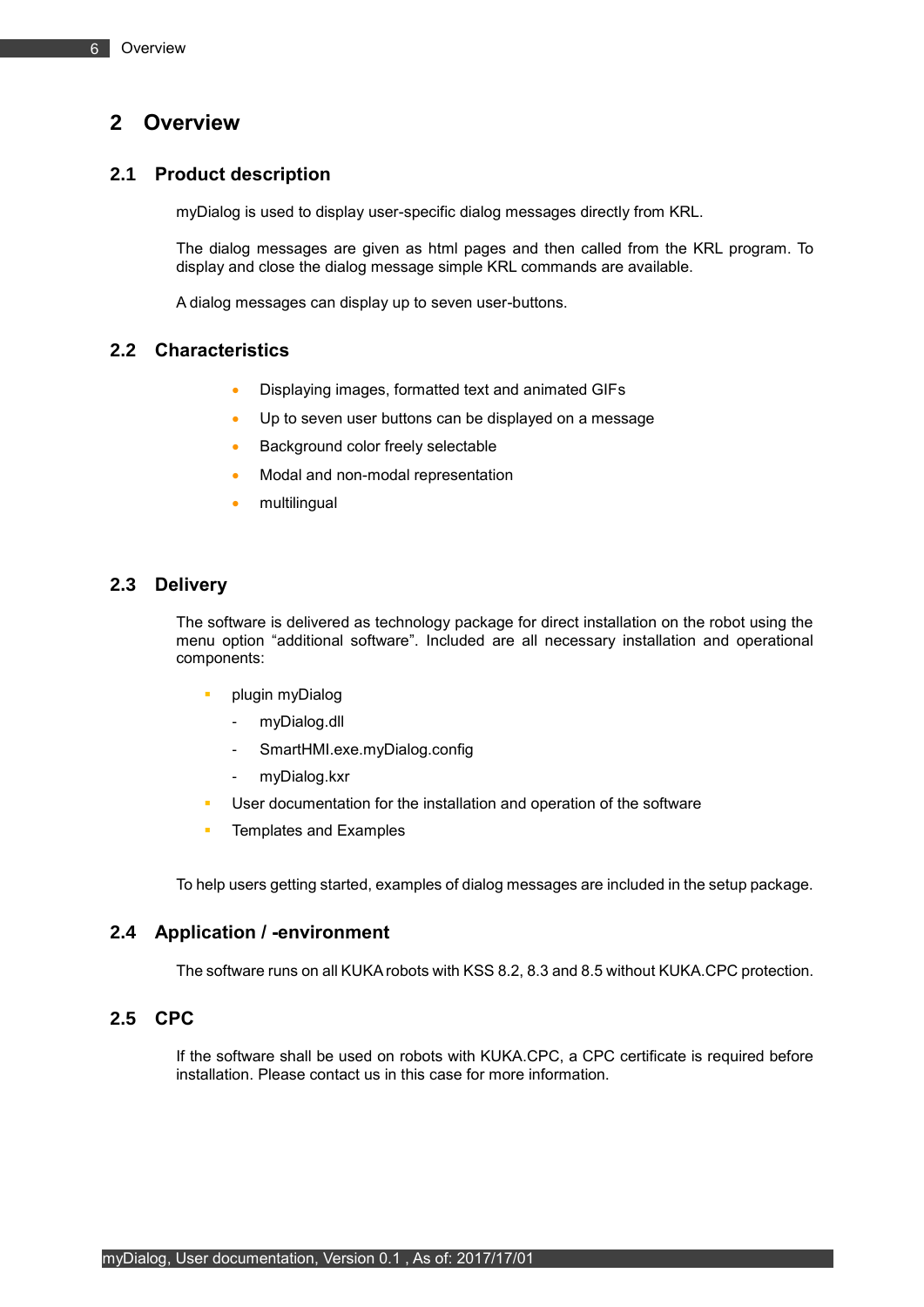# 2 Overview

## 2.1 Product description

myDialog is used to display user-specific dialog messages directly from KRL.

The dialog messages are given as html pages and then called from the KRL program. To display and close the dialog message simple KRL commands are available.

A dialog messages can display up to seven user-buttons.

## 2.2 Characteristics

- Displaying images, formatted text and animated GIFs
- Up to seven user buttons can be displayed on a message
- Background color freely selectable
- Modal and non-modal representation
- multilingual

## 2.3 Delivery

The software is delivered as technology package for direct installation on the robot using the menu option “additional software”. Included are all necessary installation and operational components:

- plugin myDialog
  - myDialog.dll
  - SmartHMI.exe.myDialog.config
  - myDialog.kxr
- User documentation for the installation and operation of the software
- Templates and Examples

To help users getting started, examples of dialog messages are included in the setup package.

## 2.4 Application / -environment

The software runs on all KUKA robots with KSS 8.2, 8.3 and 8.5 without KUKA.CPC protection.

## 2.5 CPC

If the software shall be used on robots with KUKA.CPC, a CPC certificate is required before installation. Please contact us in this case for more information.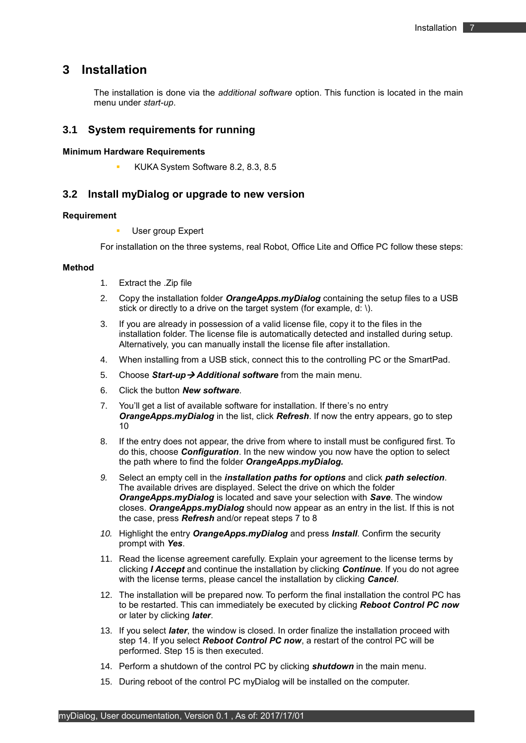# 3 Installation

The installation is done via the *additional software* option. This function is located in the main menu under *start-up*.

## 3.1 System requirements for running

**Minimum Hardware Requirements**

- KUKA System Software 8.2, 8.3, 8.5

## 3.2 Install myDialog or upgrade to new version

**Requirement**

- User group Expert

For installation on the three systems, real Robot, Office Lite and Office PC follow these steps:

**Method**

1. Extract the .Zip file
2. Copy the installation folder ***OrangeApps.myDialog*** containing the setup files to a USB stick or directly to a drive on the target system (for example, d: \).
3. If you are already in possession of a valid license file, copy it to the files in the installation folder. The license file is automatically detected and installed during setup. Alternatively, you can manually install the license file after installation.
4. When installing from a USB stick, connect this to the controlling PC or the SmartPad.
5. Choose ***Start-up→ Additional software*** from the main menu.
6. Click the button ***New software***.
7. You'll get a list of available software for installation. If there's no entry ***OrangeApps.myDialog*** in the list, click ***Refresh***. If now the entry appears, go to step 10
8. If the entry does not appear, the drive from where to install must be configured first. To do this, choose ***Configuration***. In the new window you now have the option to select the path where to find the folder ***OrangeApps.myDialog.***
9. Select an empty cell in the ***installation paths for options*** and click ***path selection***. The available drives are displayed. Select the drive on which the folder ***OrangeApps.myDialog*** is located and save your selection with ***Save***. The window closes. ***OrangeApps.myDialog*** should now appear as an entry in the list. If this is not the case, press ***Refresh*** and/or repeat steps 7 to 8
10. Highlight the entry ***OrangeApps.myDialog*** and press ***Install***. Confirm the security prompt with ***Yes***.
11. Read the license agreement carefully. Explain your agreement to the license terms by clicking ***I Accept*** and continue the installation by clicking ***Continue***. If you do not agree with the license terms, please cancel the installation by clicking ***Cancel***.
12. The installation will be prepared now. To perform the final installation the control PC has to be restarted. This can immediately be executed by clicking ***Reboot Control PC now*** or later by clicking ***later***.
13. If you select ***later***, the window is closed. In order finalize the installation proceed with step 14. If you select ***Reboot Control PC now***, a restart of the control PC will be performed. Step 15 is then executed.
14. Perform a shutdown of the control PC by clicking ***shutdown*** in the main menu.
15. During reboot of the control PC myDialog will be installed on the computer.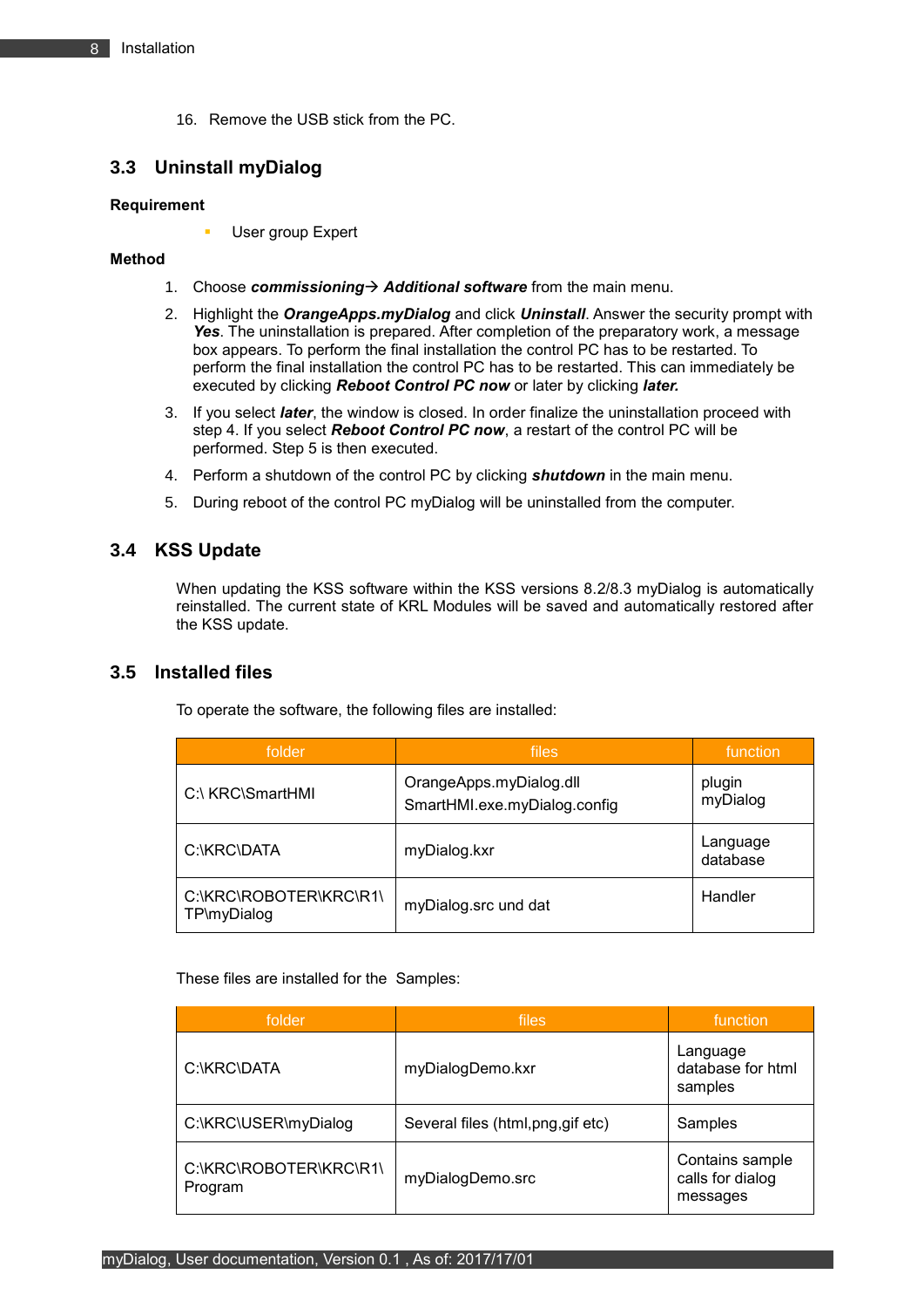16. Remove the USB stick from the PC.

## 3.3 Uninstall myDialog

**Requirement**

- User group Expert

**Method**

1. Choose ***commissioning→ Additional software*** from the main menu.
2. Highlight the ***OrangeApps.myDialog*** and click ***Uninstall***. Answer the security prompt with ***Yes***. The uninstallation is prepared. After completion of the preparatory work, a message box appears. To perform the final installation the control PC has to be restarted. To perform the final installation the control PC has to be restarted. This can immediately be executed by clicking ***Reboot Control PC now*** or later by clicking ***later.***
3. If you select ***later***, the window is closed. In order finalize the uninstallation proceed with step 4. If you select ***Reboot Control PC now***, a restart of the control PC will be performed. Step 5 is then executed.
4. Perform a shutdown of the control PC by clicking ***shutdown*** in the main menu.
5. During reboot of the control PC myDialog will be uninstalled from the computer.

## 3.4 KSS Update

When updating the KSS software within the KSS versions 8.2/8.3 myDialog is automatically reinstalled. The current state of KRL Modules will be saved and automatically restored after the KSS update.

## 3.5 Installed files

To operate the software, the following files are installed:

| folder | files | function |
| --- | --- | --- |
| C:\ KRC\SmartHMI | OrangeApps.myDialog.dll<br>SmartHMI.exe.myDialog.config | plugin myDialog |
| C:\KRC\DATA | myDialog.kxr | Language database |
| C:\KRC\ROBOTER\KRC\R1\TP\myDialog | myDialog.src und dat | Handler |

These files are installed for the  Samples:

| folder | files | function |
| --- | --- | --- |
| C:\KRC\DATA | myDialogDemo.kxr | Language database for html samples |
| C:\KRC\USER\myDialog | Several files (html,png,gif etc) | Samples |
| C:\KRC\ROBOTER\KRC\R1\Program | myDialogDemo.src | Contains sample calls for dialog messages |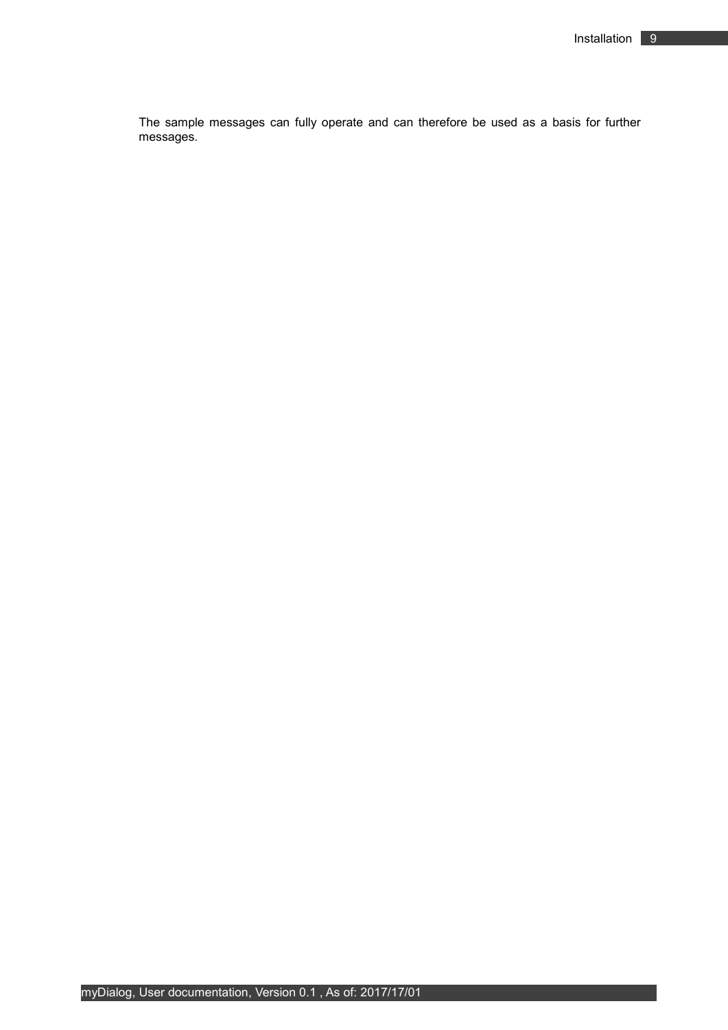The sample messages can fully operate and can therefore be used as a basis for further messages.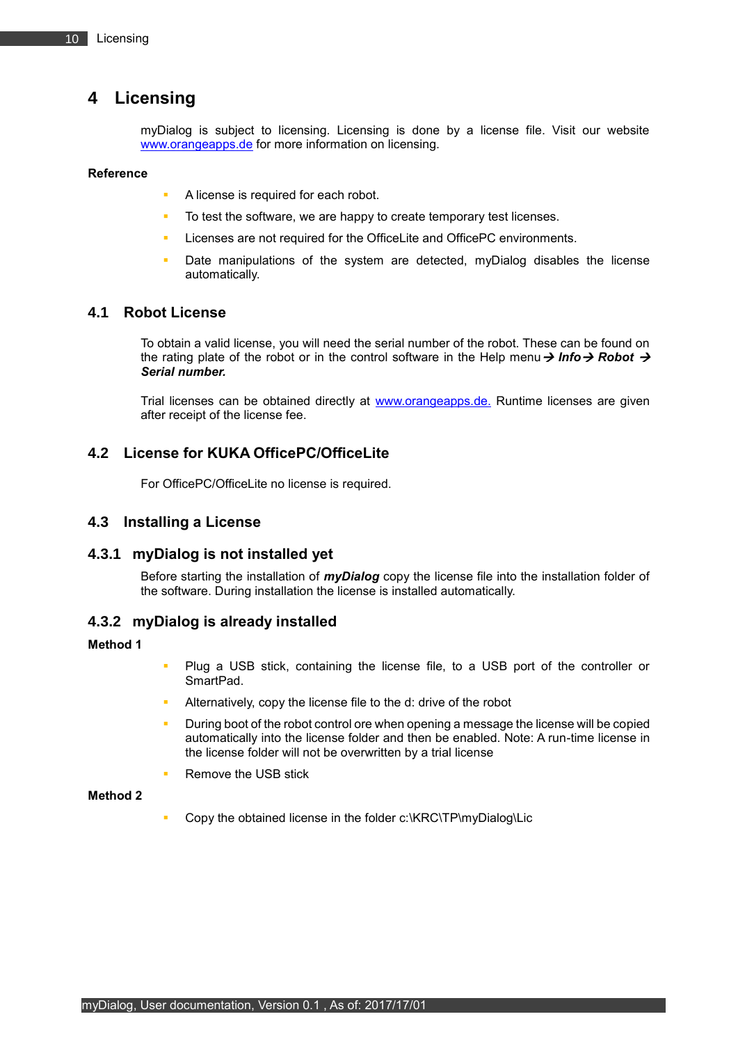# 4 Licensing

myDialog is subject to licensing. Licensing is done by a license file. Visit our website [www.orangeapps.de](http://www.orangeapps.de) for more information on licensing.

**Reference**

- A license is required for each robot.
- To test the software, we are happy to create temporary test licenses.
- Licenses are not required for the OfficeLite and OfficePC environments.
- Date manipulations of the system are detected, myDialog disables the license automatically.

## 4.1 Robot License

To obtain a valid license, you will need the serial number of the robot. These can be found on the rating plate of the robot or in the control software in the Help menu → ***Info*** → ***Robot*** → ***Serial number.***

Trial licenses can be obtained directly at [www.orangeapps.de.](http://www.orangeapps.de) Runtime licenses are given after receipt of the license fee.

## 4.2 License for KUKA OfficePC/OfficeLite

For OfficePC/OfficeLite no license is required.

## 4.3 Installing a License

### 4.3.1 myDialog is not installed yet

Before starting the installation of ***myDialog*** copy the license file into the installation folder of the software. During installation the license is installed automatically.

### 4.3.2 myDialog is already installed

**Method 1**

- Plug a USB stick, containing the license file, to a USB port of the controller or SmartPad.
- Alternatively, copy the license file to the d: drive of the robot
- During boot of the robot control ore when opening a message the license will be copied automatically into the license folder and then be enabled. Note: A run-time license in the license folder will not be overwritten by a trial license
- Remove the USB stick

**Method 2**

- Copy the obtained license in the folder c:\KRC\TP\myDialog\Lic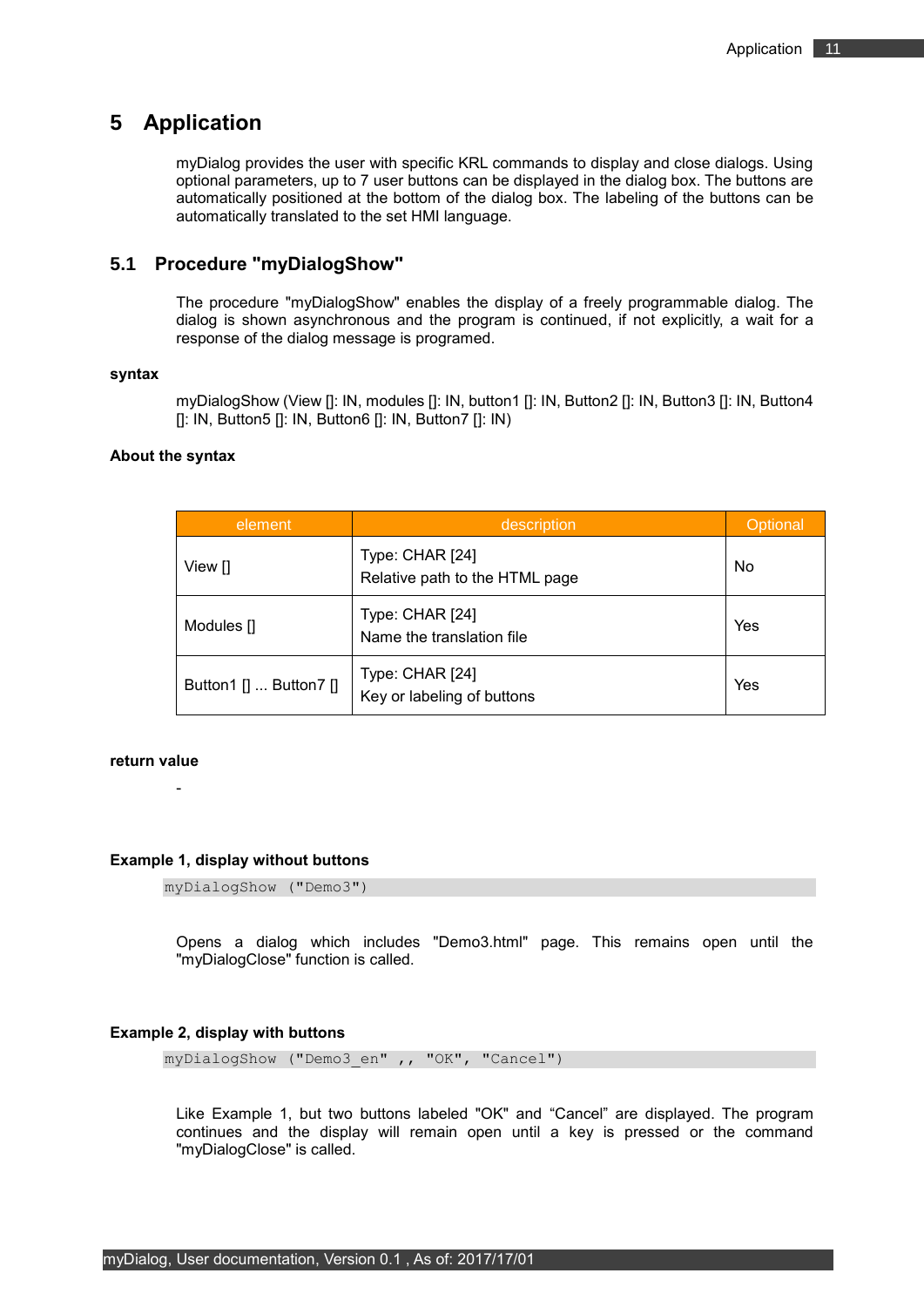# 5 Application

myDialog provides the user with specific KRL commands to display and close dialogs. Using optional parameters, up to 7 user buttons can be displayed in the dialog box. The buttons are automatically positioned at the bottom of the dialog box. The labeling of the buttons can be automatically translated to the set HMI language.

## 5.1 Procedure "myDialogShow"

The procedure "myDialogShow" enables the display of a freely programmable dialog. The dialog is shown asynchronous and the program is continued, if not explicitly, a wait for a response of the dialog message is programed.

**syntax**

myDialogShow (View []: IN, modules []: IN, button1 []: IN, Button2 []: IN, Button3 []: IN, Button4 []: IN, Button5 []: IN, Button6 []: IN, Button7 []: IN)

**About the syntax**

| element | description | Optional |
|---|---|---|
| View [] | Type: CHAR [24]<br>Relative path to the HTML page | No |
| Modules [] | Type: CHAR [24]<br>Name the translation file | Yes |
| Button1 [] ... Button7 [] | Type: CHAR [24]<br>Key or labeling of buttons | Yes |

**return value**

-

**Example 1, display without buttons**

```
myDialogShow ("Demo3")
```

Opens a dialog which includes "Demo3.html" page. This remains open until the "myDialogClose" function is called.

**Example 2, display with buttons**

```
myDialogShow ("Demo3_en" ,, "OK", "Cancel")
```

Like Example 1, but two buttons labeled "OK" and “Cancel” are displayed. The program continues and the display will remain open until a key is pressed or the command "myDialogClose" is called.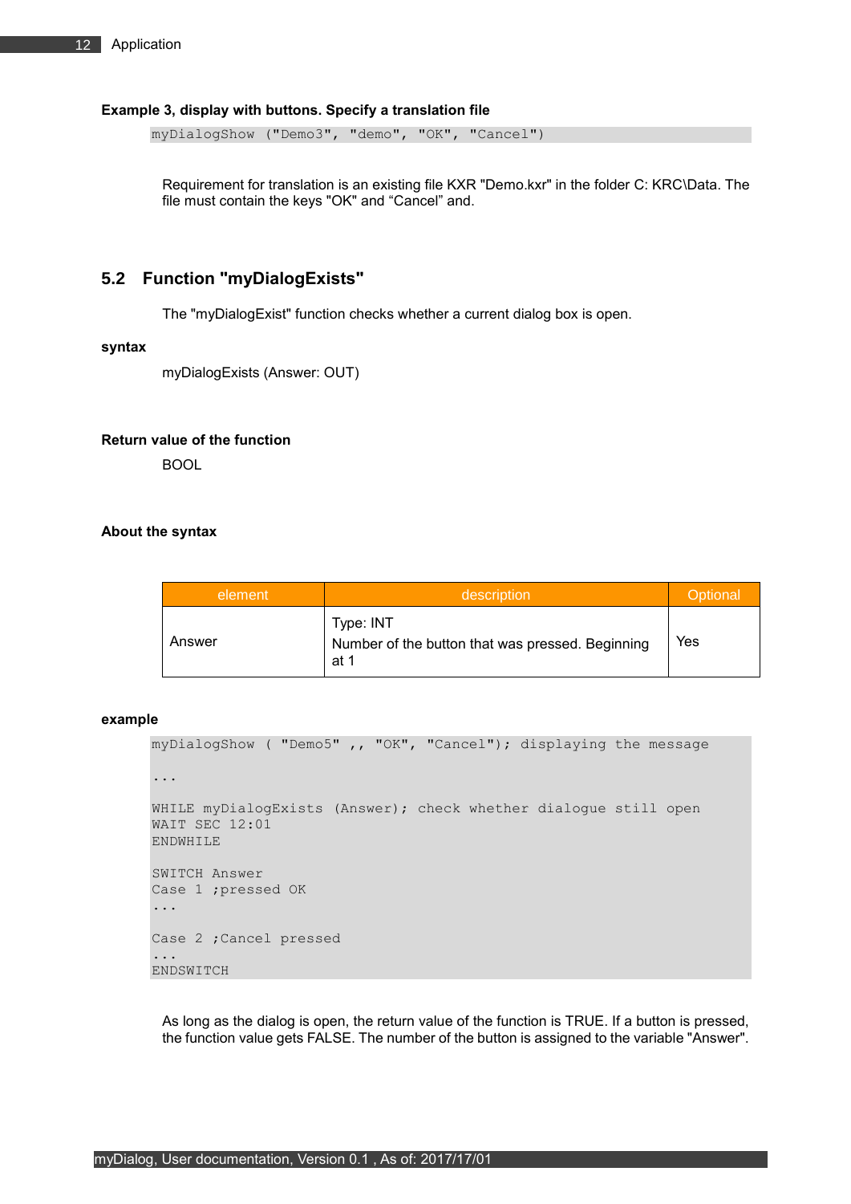**Example 3, display with buttons. Specify a translation file**

```
myDialogShow ("Demo3", "demo", "OK", "Cancel")
```

Requirement for translation is an existing file KXR "Demo.kxr" in the folder C: KRC\Data. The file must contain the keys "OK" and “Cancel” and.

## 5.2 Function "myDialogExists"

The "myDialogExist" function checks whether a current dialog box is open.

**syntax**

myDialogExists (Answer: OUT)

**Return value of the function**

BOOL

**About the syntax**

| element | description | Optional |
|---|---|---|
| Answer | Type: INT<br>Number of the button that was pressed. Beginning at 1 | Yes |

**example**

```
myDialogShow ( "Demo5" ,, "OK", "Cancel"); displaying the message

...

WHILE myDialogExists (Answer); check whether dialogue still open
WAIT SEC 12:01
ENDWHILE

SWITCH Answer
Case 1 ;pressed OK
...

Case 2 ;Cancel pressed
...
ENDSWITCH
```

As long as the dialog is open, the return value of the function is TRUE. If a button is pressed, the function value gets FALSE. The number of the button is assigned to the variable "Answer".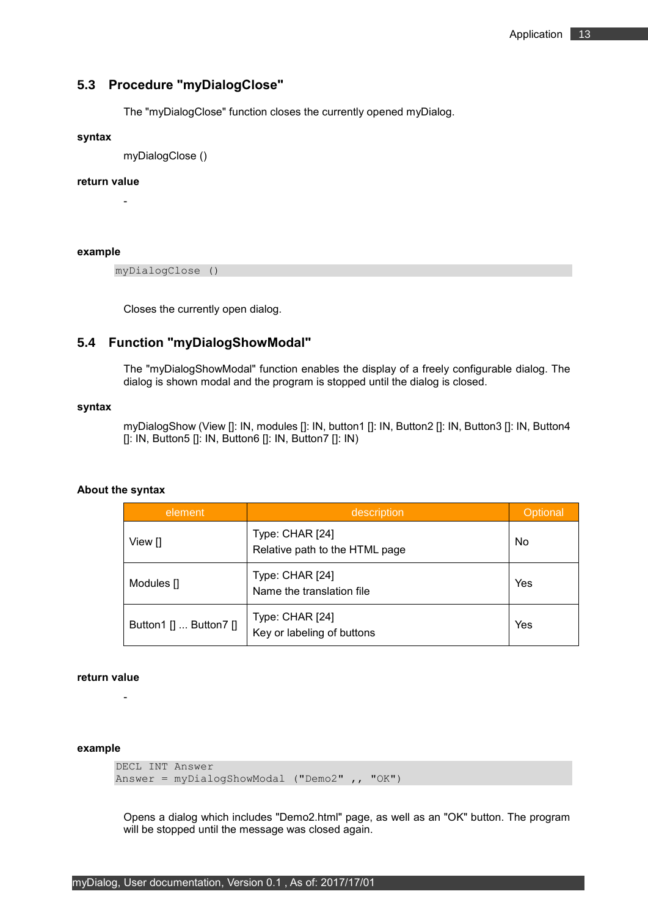## 5.3 Procedure "myDialogClose"

The "myDialogClose" function closes the currently opened myDialog.

**syntax**

myDialogClose ()

**return value**

-

**example**

```
myDialogClose ()
```

Closes the currently open dialog.

## 5.4 Function "myDialogShowModal"

The "myDialogShowModal" function enables the display of a freely configurable dialog. The dialog is shown modal and the program is stopped until the dialog is closed.

**syntax**

myDialogShow (View []: IN, modules []: IN, button1 []: IN, Button2 []: IN, Button3 []: IN, Button4 []: IN, Button5 []: IN, Button6 []: IN, Button7 []: IN)

**About the syntax**

| element | description | Optional |
|---|---|---|
| View [] | Type: CHAR [24]<br>Relative path to the HTML page | No |
| Modules [] | Type: CHAR [24]<br>Name the translation file | Yes |
| Button1 [] ... Button7 [] | Type: CHAR [24]<br>Key or labeling of buttons | Yes |

**return value**

-

**example**

```
DECL INT Answer
Answer = myDialogShowModal ("Demo2" ,, "OK")
```

Opens a dialog which includes "Demo2.html" page, as well as an "OK" button. The program will be stopped until the message was closed again.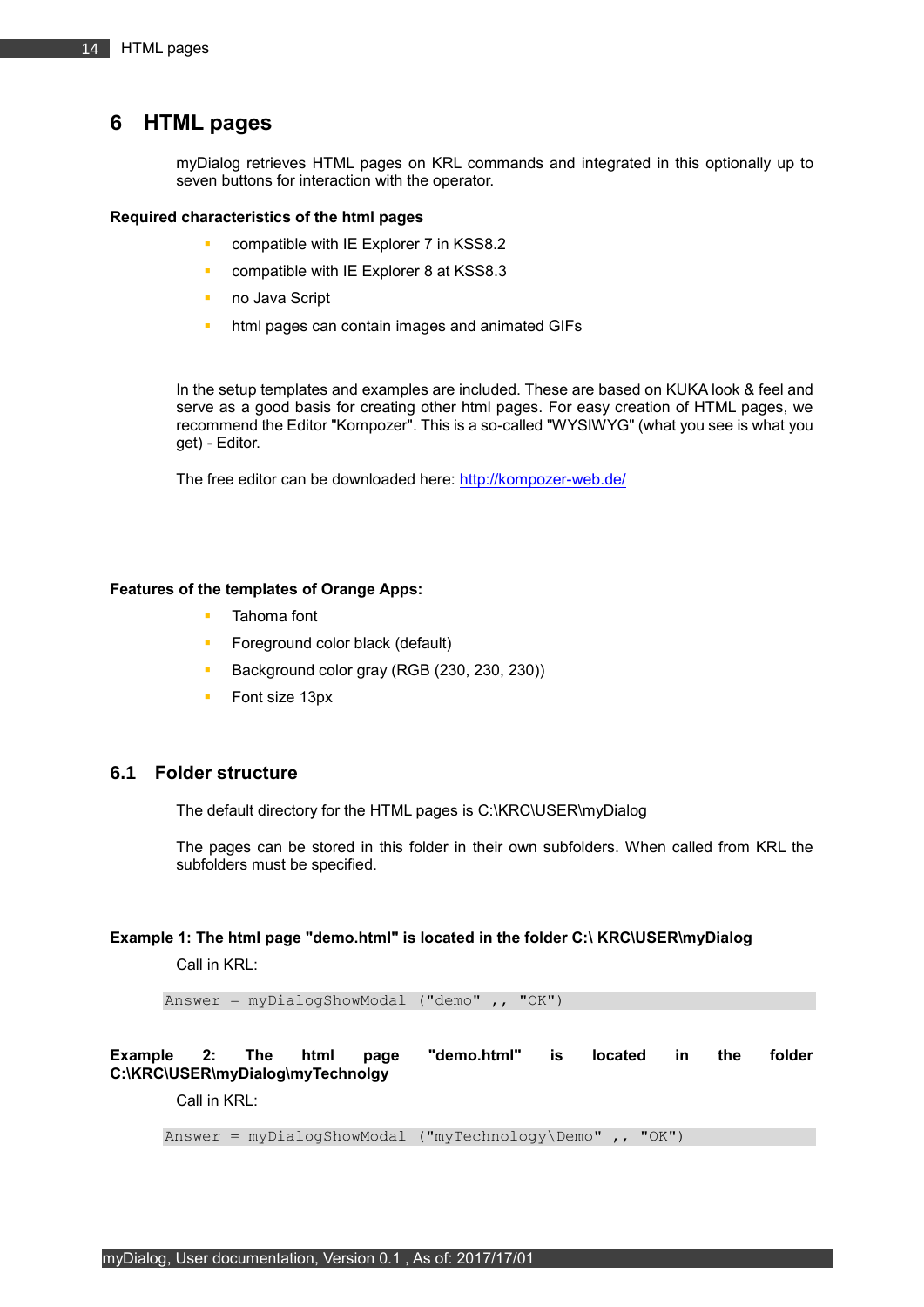# 6 HTML pages

myDialog retrieves HTML pages on KRL commands and integrated in this optionally up to seven buttons for interaction with the operator.

**Required characteristics of the html pages**

- compatible with IE Explorer 7 in KSS8.2
- compatible with IE Explorer 8 at KSS8.3
- no Java Script
- html pages can contain images and animated GIFs

In the setup templates and examples are included. These are based on KUKA look & feel and serve as a good basis for creating other html pages. For easy creation of HTML pages, we recommend the Editor "Kompozer". This is a so-called "WYSIWYG" (what you see is what you get) - Editor.

The free editor can be downloaded here: http://kompozer-web.de/

**Features of the templates of Orange Apps:**

- Tahoma font
- Foreground color black (default)
- Background color gray (RGB (230, 230, 230))
- Font size 13px

## 6.1 Folder structure

The default directory for the HTML pages is C:\KRC\USER\myDialog

The pages can be stored in this folder in their own subfolders. When called from KRL the subfolders must be specified.

**Example 1: The html page "demo.html" is located in the folder C:\ KRC\USER\myDialog**

Call in KRL:

```
Answer = myDialogShowModal ("demo" ,, "OK")
```

**Example 2: The html page "demo.html" is located in the folder C:\KRC\USER\myDialog\myTechnolgy**

Call in KRL:

```
Answer = myDialogShowModal ("myTechnology\Demo" ,, "OK")
```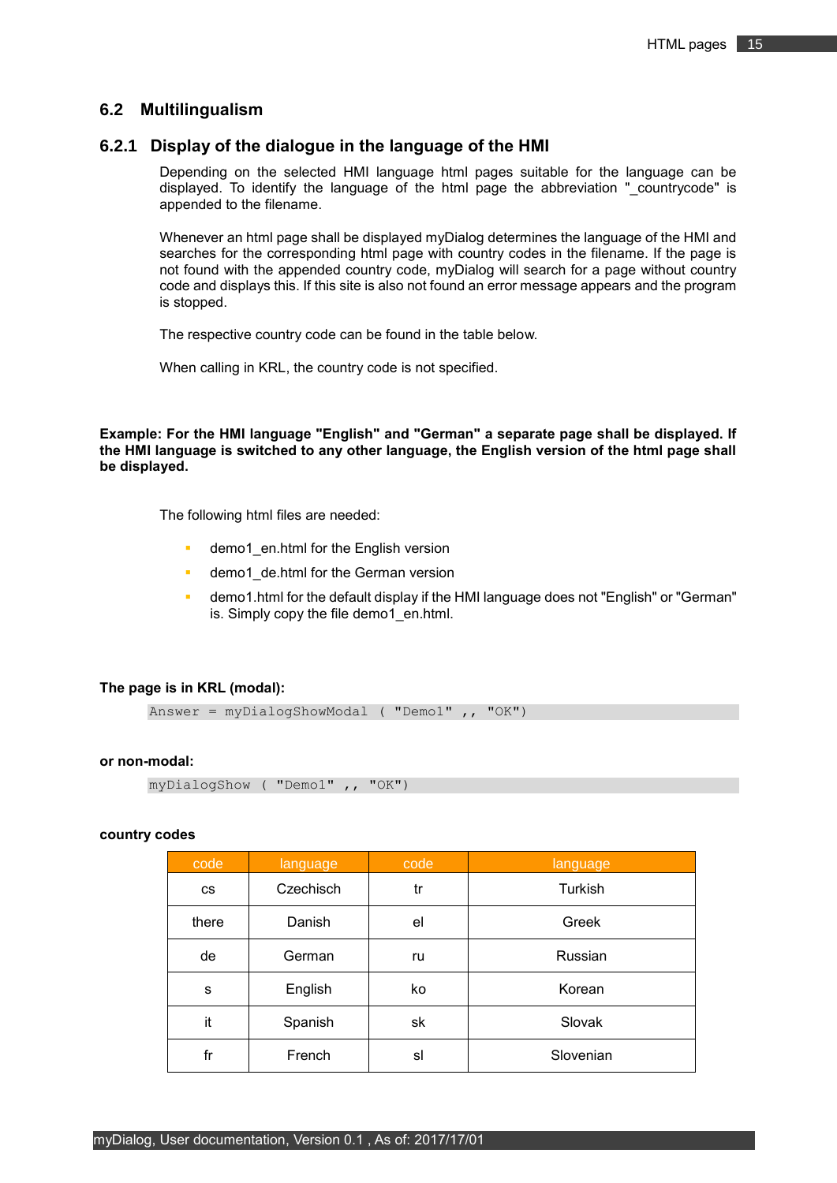## 6.2 Multilingualism

### 6.2.1 Display of the dialogue in the language of the HMI

Depending on the selected HMI language html pages suitable for the language can be displayed. To identify the language of the html page the abbreviation "_countrycode" is appended to the filename.

Whenever an html page shall be displayed myDialog determines the language of the HMI and searches for the corresponding html page with country codes in the filename. If the page is not found with the appended country code, myDialog will search for a page without country code and displays this. If this site is also not found an error message appears and the program is stopped.

The respective country code can be found in the table below.

When calling in KRL, the country code is not specified.

**Example: For the HMI language "English" and "German" a separate page shall be displayed. If the HMI language is switched to any other language, the English version of the html page shall be displayed.**

The following html files are needed:

- demo1_en.html for the English version
- demo1_de.html for the German version
- demo1.html for the default display if the HMI language does not "English" or "German" is. Simply copy the file demo1_en.html.

**The page is in KRL (modal):**

```
Answer = myDialogShowModal ( "Demo1" ,, "OK")
```

**or non-modal:**

```
myDialogShow ( "Demo1" ,, "OK")
```

**country codes**

| code | language | code | language |
|---|---|---|---|
| cs | Czechisch | tr | Turkish |
| there | Danish | el | Greek |
| de | German | ru | Russian |
| s | English | ko | Korean |
| it | Spanish | sk | Slovak |
| fr | French | sl | Slovenian |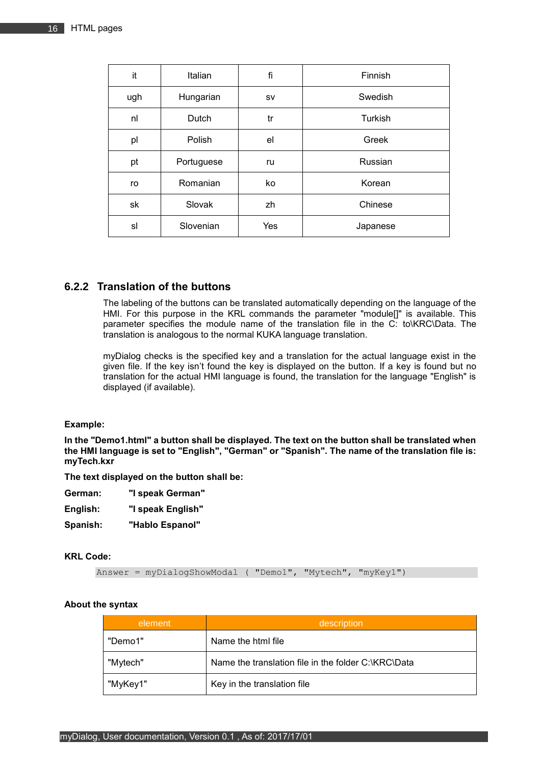| it | Italian | fi | Finnish |
|---|---|---|---|
| ugh | Hungarian | sv | Swedish |
| nl | Dutch | tr | Turkish |
| pl | Polish | el | Greek |
| pt | Portuguese | ru | Russian |
| ro | Romanian | ko | Korean |
| sk | Slovak | zh | Chinese |
| sl | Slovenian | Yes | Japanese |

### 6.2.2 Translation of the buttons

The labeling of the buttons can be translated automatically depending on the language of the HMI. For this purpose in the KRL commands the parameter "module[]" is available. This parameter specifies the module name of the translation file in the C: to\KRC\Data. The translation is analogous to the normal KUKA language translation.

myDialog checks is the specified key and a translation for the actual language exist in the given file. If the key isn't found the key is displayed on the button. If a key is found but no translation for the actual HMI language is found, the translation for the language "English" is displayed (if available).

**Example:**

**In the "Demo1.html" a button shall be displayed. The text on the button shall be translated when the HMI language is set to "English", "German" or "Spanish". The name of the translation file is: myTech.kxr**

**The text displayed on the button shall be:**

**German:** **"I speak German"**

**English:** **"I speak English"**

**Spanish:** **"Hablo Espanol"**

**KRL Code:**

```
Answer = myDialogShowModal ( "Demo1", "Mytech", "myKey1")
```

**About the syntax**

| element | description |
|---|---|
| "Demo1" | Name the html file |
| "Mytech" | Name the translation file in the folder C:\KRC\Data |
| "MyKey1" | Key in the translation file |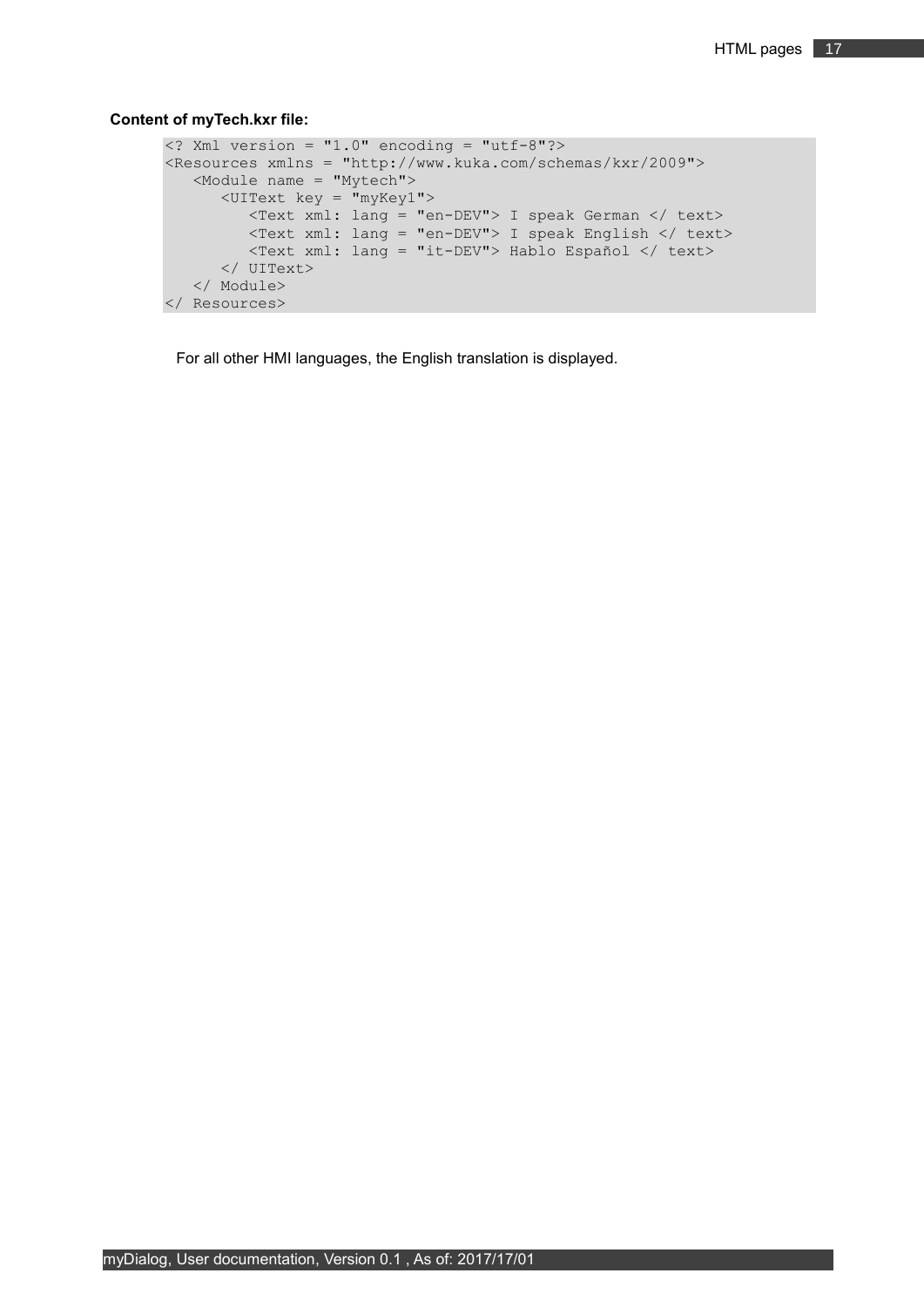**Content of myTech.kxr file:**

```
<? Xml version = "1.0" encoding = "utf-8"?>
<Resources xmlns = "http://www.kuka.com/schemas/kxr/2009">
   <Module name = "Mytech">
      <UIText key = "myKey1">
         <Text xml: lang = "en-DEV"> I speak German </ text>
         <Text xml: lang = "en-DEV"> I speak English </ text>
         <Text xml: lang = "it-DEV"> Hablo Español </ text>
      </ UIText>
   </ Module>
</ Resources>
```

For all other HMI languages, the English translation is displayed.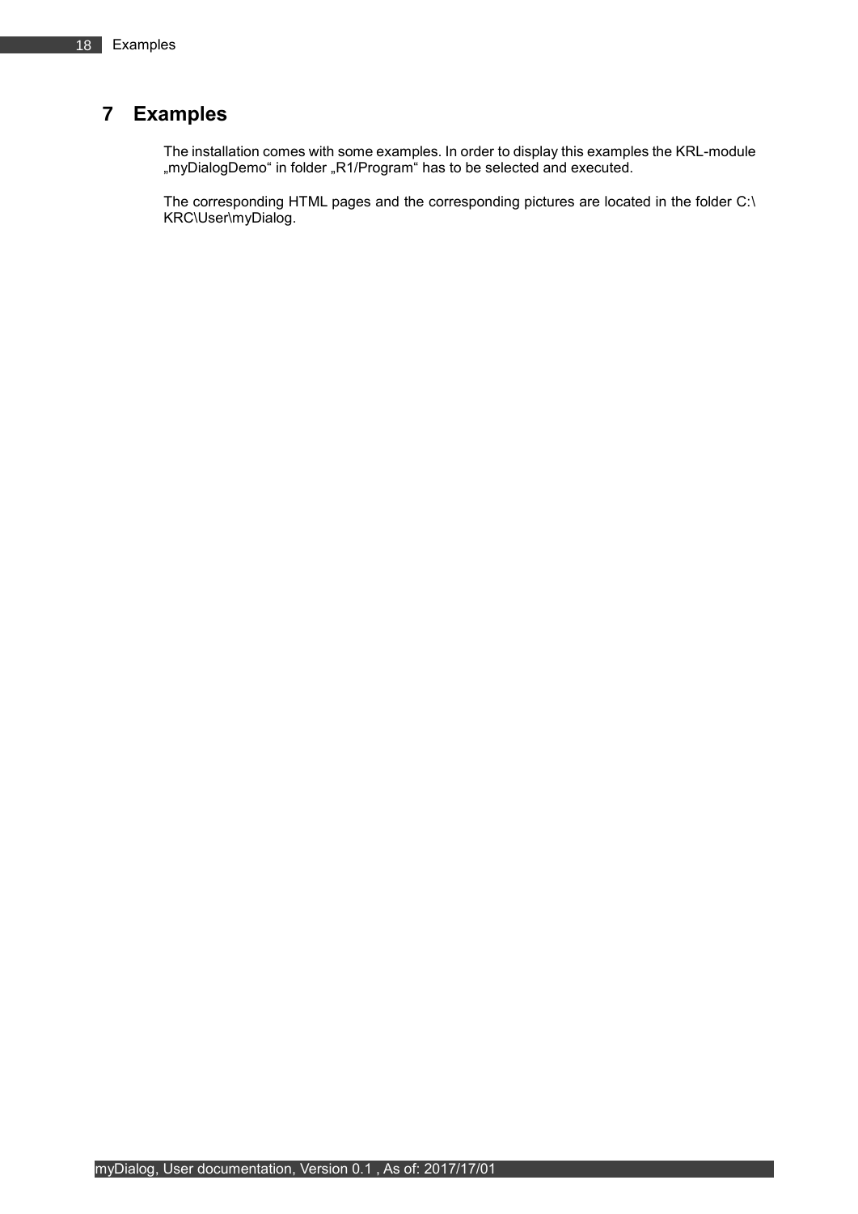# 7 Examples

The installation comes with some examples. In order to display this examples the KRL-module „myDialogDemo“ in folder „R1/Program“ has to be selected and executed.

The corresponding HTML pages and the corresponding pictures are located in the folder C:\KRC\User\myDialog.